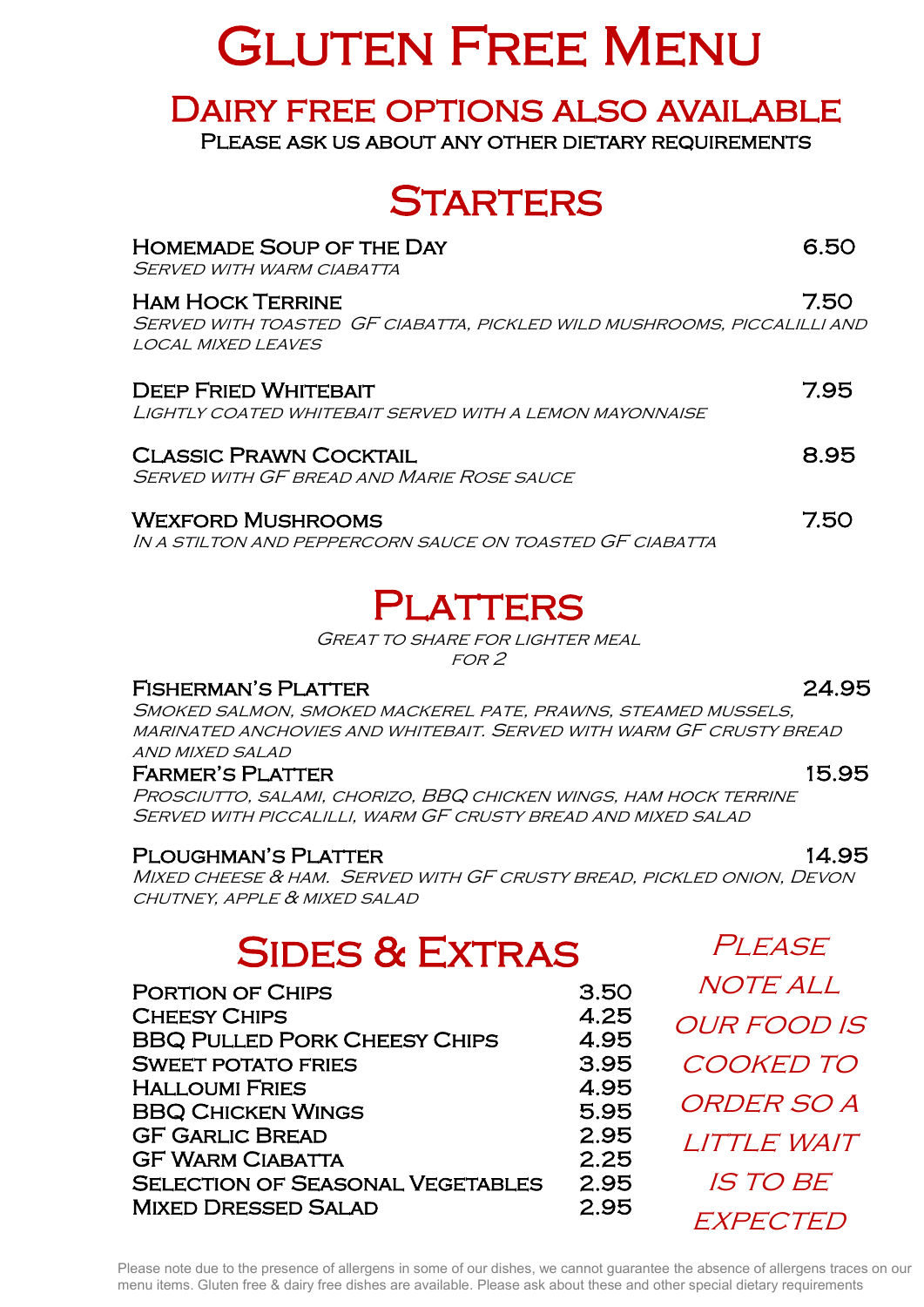# Gluten Free Menu

## Dairy free options also available

**Please ask us about any other dietary requirements**

## Starters

**Homemade Soup of the Day** — 6.50
*Served with warm ciabatta*

**Ham Hock Terrine** — 7.50
*Served with toasted GF ciabatta, pickled wild mushrooms, piccalilli and local mixed leaves*

**Deep Fried Whitebait** — 7.95
*Lightly coated whitebait served with a lemon mayonnaise*

**Classic Prawn Cocktail** — 8.95
*Served with GF bread and Marie Rose sauce*

**Wexford Mushrooms** — 7.50
*In a stilton and peppercorn sauce on toasted GF ciabatta*

## Platters

*Great to share for lighter meal for 2*

**Fisherman's Platter** — 24.95
*Smoked salmon, smoked mackerel pate, prawns, steamed mussels, marinated anchovies and whitebait. Served with warm GF crusty bread and mixed salad*

**Farmer's Platter** — 15.95
*Prosciutto, salami, chorizo, BBQ chicken wings, ham hock terrine Served with piccalilli, warm GF crusty bread and mixed salad*

**Ploughman's Platter** — 14.95
*Mixed cheese & ham. Served with GF crusty bread, pickled onion, Devon chutney, apple & mixed salad*

## Sides & Extras

| Item | Price |
|---|---|
| Portion of Chips | 3.50 |
| Cheesy Chips | 4.25 |
| BBQ Pulled Pork Cheesy Chips | 4.95 |
| Sweet potato Fries | 3.95 |
| Halloumi Fries | 4.95 |
| BBQ Chicken Wings | 5.95 |
| GF Garlic Bread | 2.95 |
| GF Warm Ciabatta | 2.25 |
| Selection of Seasonal Vegetables | 2.95 |
| Mixed Dressed Salad | 2.95 |

*Please note all our food is cooked to order so a little wait is to be expected*

Please note due to the presence of allergens in some of our dishes, we cannot guarantee the absence of allergens traces on our menu items. Gluten free & dairy free dishes are available. Please ask about these and other special dietary requirements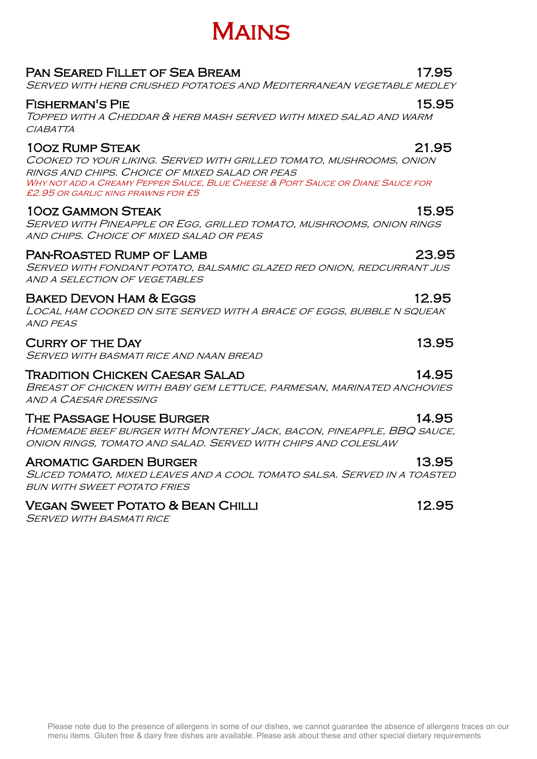# Mains

**Pan Seared Fillet of Sea Bream** 17.95
*Served with herb crushed potatoes and Mediterranean vegetable medley*

**Fisherman's Pie** 15.95
*Topped with a Cheddar & herb mash served with mixed salad and warm ciabatta*

**10oz Rump Steak** 21.95
*Cooked to your liking. Served with grilled tomato, mushrooms, onion rings and chips. Choice of mixed salad or peas*
*Why not add a Creamy Pepper Sauce, Blue Cheese & Port Sauce or Diane Sauce for £2.95 or garlic king prawns for £5*

**10oz Gammon Steak** 15.95
*Served with Pineapple or Egg, grilled tomato, mushrooms, onion rings and chips. Choice of mixed salad or peas*

**Pan-Roasted Rump of Lamb** 23.95
*Served with fondant potato, balsamic glazed red onion, redcurrant jus and a selection of vegetables*

**Baked Devon Ham & Eggs** 12.95
*Local ham cooked on site served with a brace of eggs, bubble n squeak and peas*

**Curry of the Day** 13.95
*Served with basmati rice and naan bread*

**Tradition Chicken Caesar Salad** 14.95
*Breast of chicken with baby gem lettuce, parmesan, marinated anchovies and a Caesar dressing*

**The Passage House Burger** 14.95
*Homemade beef burger with Monterey Jack, bacon, pineapple, BBQ sauce, onion rings, tomato and salad. Served with chips and coleslaw*

**Aromatic Garden Burger** 13.95
*Sliced tomato, mixed leaves and a cool tomato salsa. Served in a toasted bun with sweet potato fries*

**Vegan Sweet Potato & Bean Chilli** 12.95
*Served with basmati rice*

Please note due to the presence of allergens in some of our dishes, we cannot guarantee the absence of allergens traces on our menu items. Gluten free & dairy free dishes are available. Please ask about these and other special dietary requirements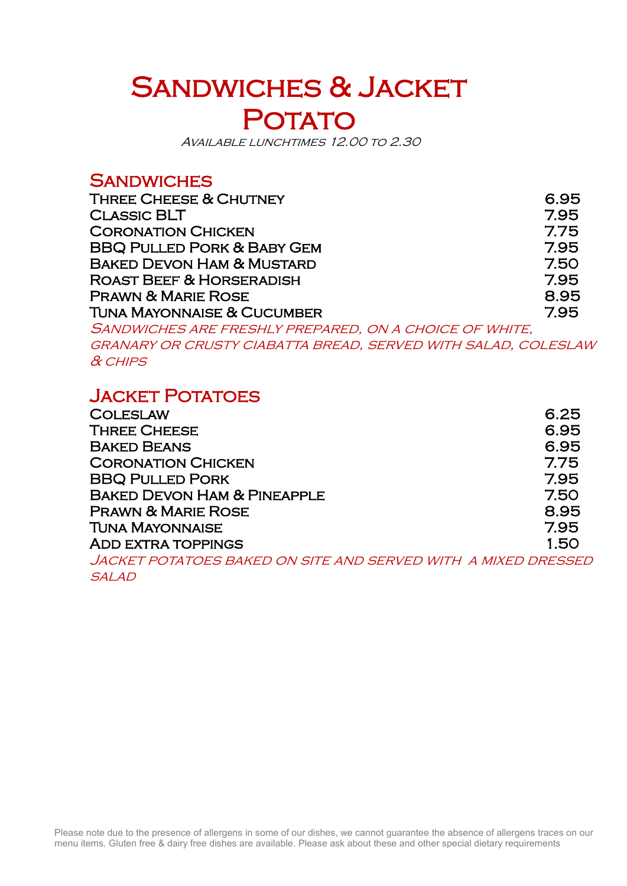# Sandwiches & Jacket Potato

*Available lunchtimes 12.00 to 2.30*

## Sandwiches

| | |
|---|---|
| Three Cheese & Chutney | 6.95 |
| Classic BLT | 7.95 |
| Coronation Chicken | 7.75 |
| BBQ Pulled Pork & Baby Gem | 7.95 |
| Baked Devon Ham & Mustard | 7.50 |
| Roast Beef & Horseradish | 7.95 |
| Prawn & Marie Rose | 8.95 |
| Tuna Mayonnaise & Cucumber | 7.95 |

*Sandwiches are freshly prepared, on a choice of white, granary or crusty ciabatta bread, served with salad, coleslaw & chips*

## Jacket Potatoes

| | |
|---|---|
| Coleslaw | 6.25 |
| Three Cheese | 6.95 |
| Baked Beans | 6.95 |
| Coronation Chicken | 7.75 |
| BBQ Pulled Pork | 7.95 |
| Baked Devon Ham & Pineapple | 7.50 |
| Prawn & Marie Rose | 8.95 |
| Tuna Mayonnaise | 7.95 |
| Add extra toppings | 1.50 |

*Jacket potatoes baked on site and served with a mixed dressed salad*

Please note due to the presence of allergens in some of our dishes, we cannot guarantee the absence of allergens traces on our menu items. Gluten free & dairy free dishes are available. Please ask about these and other special dietary requirements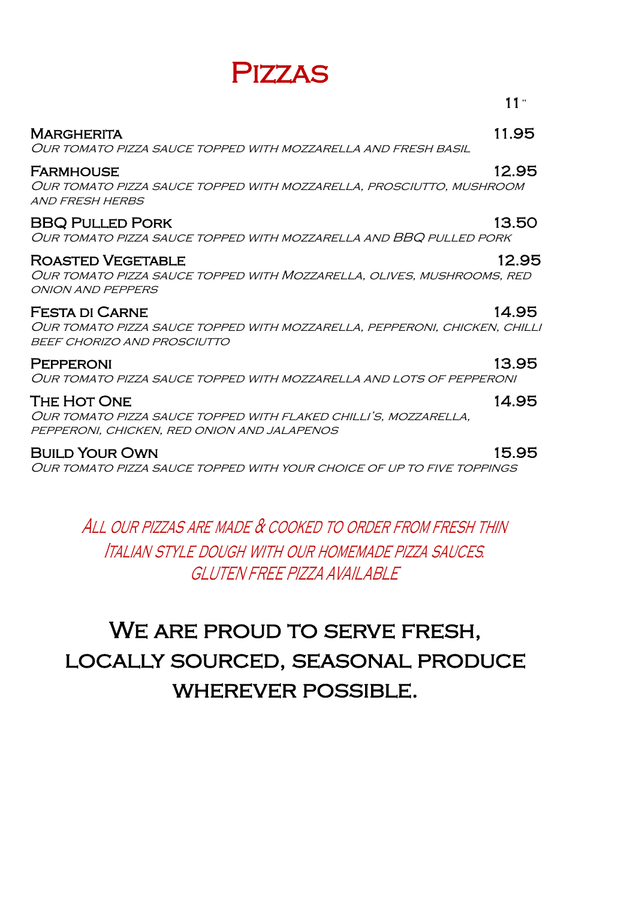# Pizzas

11"

**Margherita** 11.95
*Our tomato pizza sauce topped with mozzarella and fresh basil*

**Farmhouse** 12.95
*Our tomato pizza sauce topped with mozzarella, prosciutto, mushroom and fresh herbs*

**BBQ Pulled Pork** 13.50
*Our tomato pizza sauce topped with mozzarella and BBQ pulled pork*

**Roasted Vegetable** 12.95
*Our tomato pizza sauce topped with Mozzarella, olives, mushrooms, red onion and peppers*

**Festa di Carne** 14.95
*Our tomato pizza sauce topped with mozzarella, pepperoni, chicken, chilli beef chorizo and prosciutto*

**Pepperoni** 13.95
*Our tomato pizza sauce topped with mozzarella and lots of pepperoni*

**The Hot One** 14.95
*Our tomato pizza sauce topped with flaked chilli's, mozzarella, pepperoni, chicken, red onion and jalapenos*

**Build Your Own** 15.95
*Our tomato pizza sauce topped with your choice of up to five toppings*

*All our pizzas are made & cooked to order from fresh thin Italian style dough with our homemade pizza sauces.*
*GLUTEN FREE PIZZA AVAILABLE*

## We are proud to serve fresh, locally sourced, seasonal produce wherever possible.